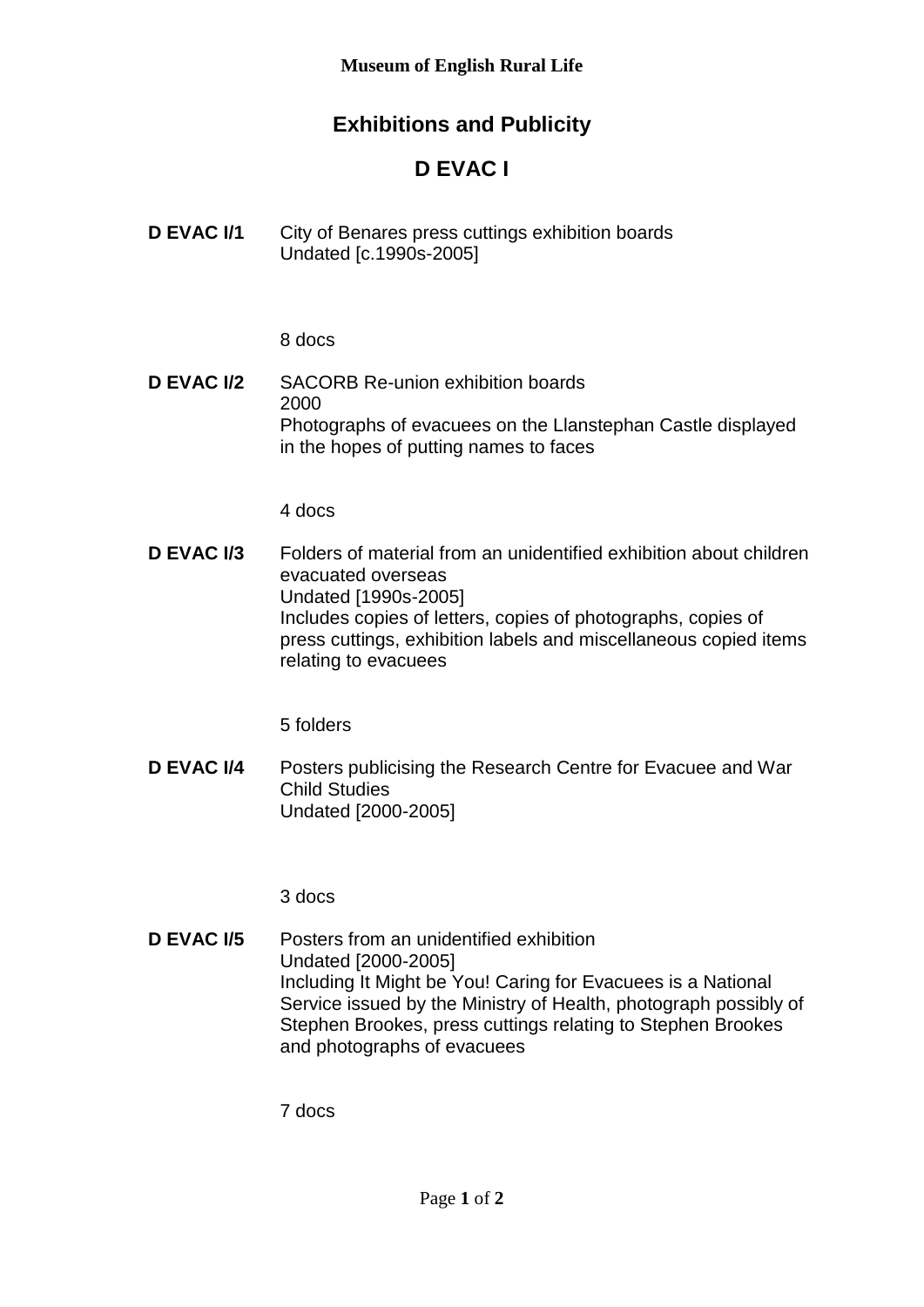**Museum of English Rural Life**

# Exhibitions and Publicity

# D EVAC I

**D EVAC I/1** City of Benares press cuttings exhibition boards
Undated [c.1990s-2005]

8 docs

**D EVAC I/2** SACORB Re-union exhibition boards
2000
Photographs of evacuees on the Llanstephan Castle displayed in the hopes of putting names to faces

4 docs

**D EVAC I/3** Folders of material from an unidentified exhibition about children evacuated overseas
Undated [1990s-2005]
Includes copies of letters, copies of photographs, copies of press cuttings, exhibition labels and miscellaneous copied items relating to evacuees

5 folders

**D EVAC I/4** Posters publicising the Research Centre for Evacuee and War Child Studies
Undated [2000-2005]

3 docs

**D EVAC I/5** Posters from an unidentified exhibition
Undated [2000-2005]
Including It Might be You! Caring for Evacuees is a National Service issued by the Ministry of Health, photograph possibly of Stephen Brookes, press cuttings relating to Stephen Brookes and photographs of evacuees

7 docs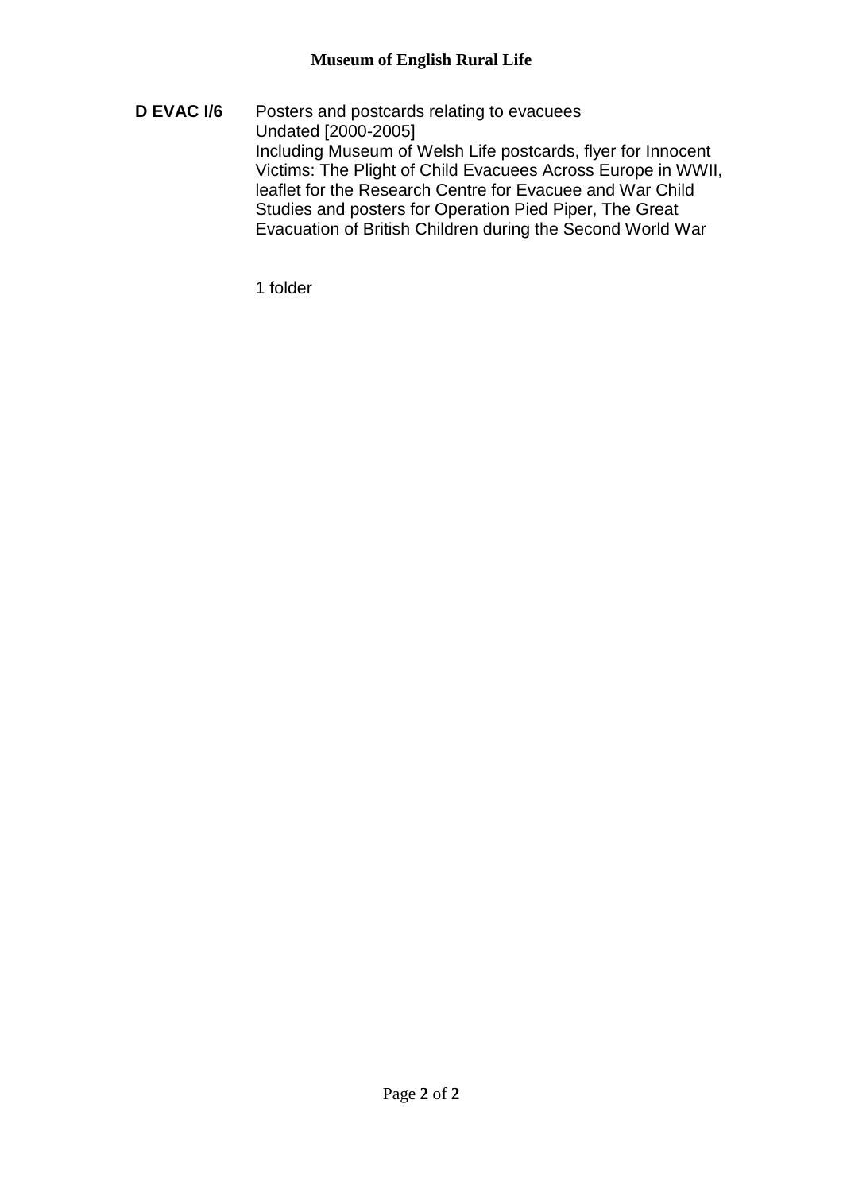**D EVAC I/6** Posters and postcards relating to evacuees
Undated [2000-2005]
Including Museum of Welsh Life postcards, flyer for Innocent Victims: The Plight of Child Evacuees Across Europe in WWII, leaflet for the Research Centre for Evacuee and War Child Studies and posters for Operation Pied Piper, The Great Evacuation of British Children during the Second World War

1 folder